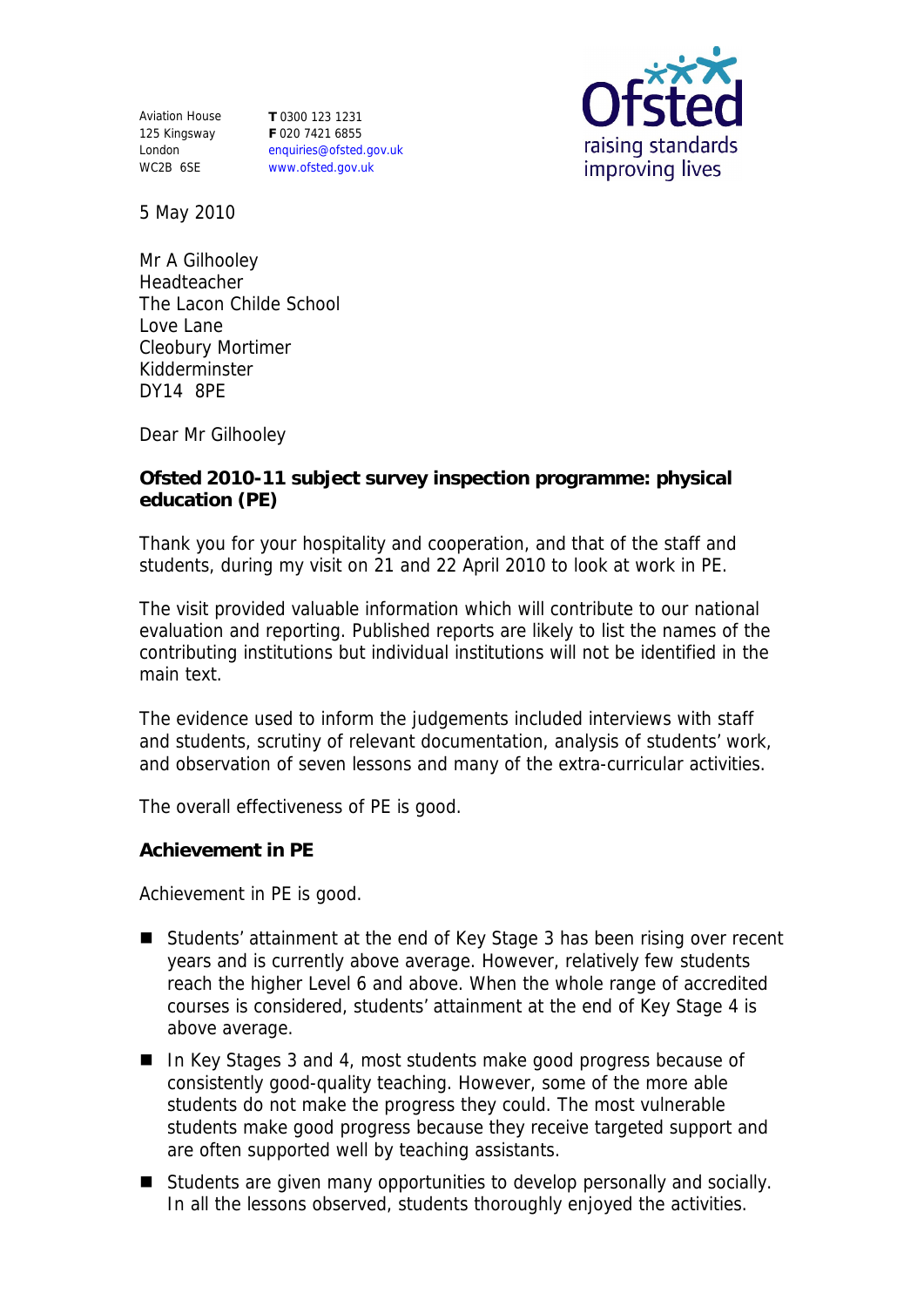Aviation House
125 Kingsway
London
WC2B 6SE

**T** 0300 123 1231
**F** 020 7421 6855
enquiries@ofsted.gov.uk
www.ofsted.gov.uk

5 May 2010

Mr A Gilhooley
Headteacher
The Lacon Childe School
Love Lane
Cleobury Mortimer
Kidderminster
DY14 8PE

Dear Mr Gilhooley

**Ofsted 2010-11 subject survey inspection programme: physical education (PE)**

Thank you for your hospitality and cooperation, and that of the staff and students, during my visit on 21 and 22 April 2010 to look at work in PE.

The visit provided valuable information which will contribute to our national evaluation and reporting. Published reports are likely to list the names of the contributing institutions but individual institutions will not be identified in the main text.

The evidence used to inform the judgements included interviews with staff and students, scrutiny of relevant documentation, analysis of students' work, and observation of seven lessons and many of the extra-curricular activities.

The overall effectiveness of PE is good.

**Achievement in PE**

Achievement in PE is good.

- Students' attainment at the end of Key Stage 3 has been rising over recent years and is currently above average. However, relatively few students reach the higher Level 6 and above. When the whole range of accredited courses is considered, students' attainment at the end of Key Stage 4 is above average.
- In Key Stages 3 and 4, most students make good progress because of consistently good-quality teaching. However, some of the more able students do not make the progress they could. The most vulnerable students make good progress because they receive targeted support and are often supported well by teaching assistants.
- Students are given many opportunities to develop personally and socially. In all the lessons observed, students thoroughly enjoyed the activities.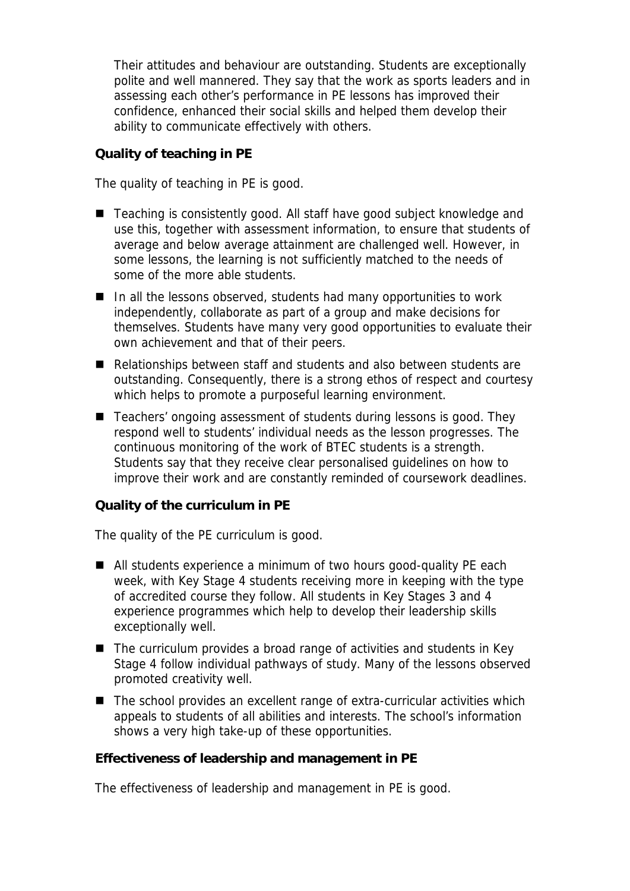Their attitudes and behaviour are outstanding. Students are exceptionally polite and well mannered. They say that the work as sports leaders and in assessing each other's performance in PE lessons has improved their confidence, enhanced their social skills and helped them develop their ability to communicate effectively with others.

**Quality of teaching in PE**

The quality of teaching in PE is good.

- Teaching is consistently good. All staff have good subject knowledge and use this, together with assessment information, to ensure that students of average and below average attainment are challenged well. However, in some lessons, the learning is not sufficiently matched to the needs of some of the more able students.
- In all the lessons observed, students had many opportunities to work independently, collaborate as part of a group and make decisions for themselves. Students have many very good opportunities to evaluate their own achievement and that of their peers.
- Relationships between staff and students and also between students are outstanding. Consequently, there is a strong ethos of respect and courtesy which helps to promote a purposeful learning environment.
- Teachers' ongoing assessment of students during lessons is good. They respond well to students' individual needs as the lesson progresses. The continuous monitoring of the work of BTEC students is a strength. Students say that they receive clear personalised guidelines on how to improve their work and are constantly reminded of coursework deadlines.

**Quality of the curriculum in PE**

The quality of the PE curriculum is good.

- All students experience a minimum of two hours good-quality PE each week, with Key Stage 4 students receiving more in keeping with the type of accredited course they follow. All students in Key Stages 3 and 4 experience programmes which help to develop their leadership skills exceptionally well.
- The curriculum provides a broad range of activities and students in Key Stage 4 follow individual pathways of study. Many of the lessons observed promoted creativity well.
- The school provides an excellent range of extra-curricular activities which appeals to students of all abilities and interests. The school's information shows a very high take-up of these opportunities.

**Effectiveness of leadership and management in PE**

The effectiveness of leadership and management in PE is good.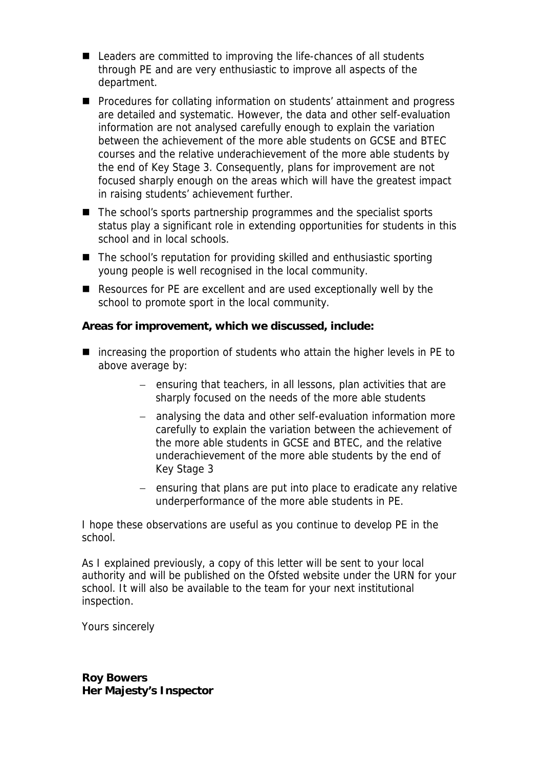- Leaders are committed to improving the life-chances of all students through PE and are very enthusiastic to improve all aspects of the department.
- Procedures for collating information on students' attainment and progress are detailed and systematic. However, the data and other self-evaluation information are not analysed carefully enough to explain the variation between the achievement of the more able students on GCSE and BTEC courses and the relative underachievement of the more able students by the end of Key Stage 3. Consequently, plans for improvement are not focused sharply enough on the areas which will have the greatest impact in raising students' achievement further.
- The school's sports partnership programmes and the specialist sports status play a significant role in extending opportunities for students in this school and in local schools.
- The school's reputation for providing skilled and enthusiastic sporting young people is well recognised in the local community.
- Resources for PE are excellent and are used exceptionally well by the school to promote sport in the local community.

**Areas for improvement, which we discussed, include:**

- increasing the proportion of students who attain the higher levels in PE to above average by:
  - ensuring that teachers, in all lessons, plan activities that are sharply focused on the needs of the more able students
  - analysing the data and other self-evaluation information more carefully to explain the variation between the achievement of the more able students in GCSE and BTEC, and the relative underachievement of the more able students by the end of Key Stage 3
  - ensuring that plans are put into place to eradicate any relative underperformance of the more able students in PE.

I hope these observations are useful as you continue to develop PE in the school.

As I explained previously, a copy of this letter will be sent to your local authority and will be published on the Ofsted website under the URN for your school. It will also be available to the team for your next institutional inspection.

Yours sincerely

**Roy Bowers**
**Her Majesty's Inspector**